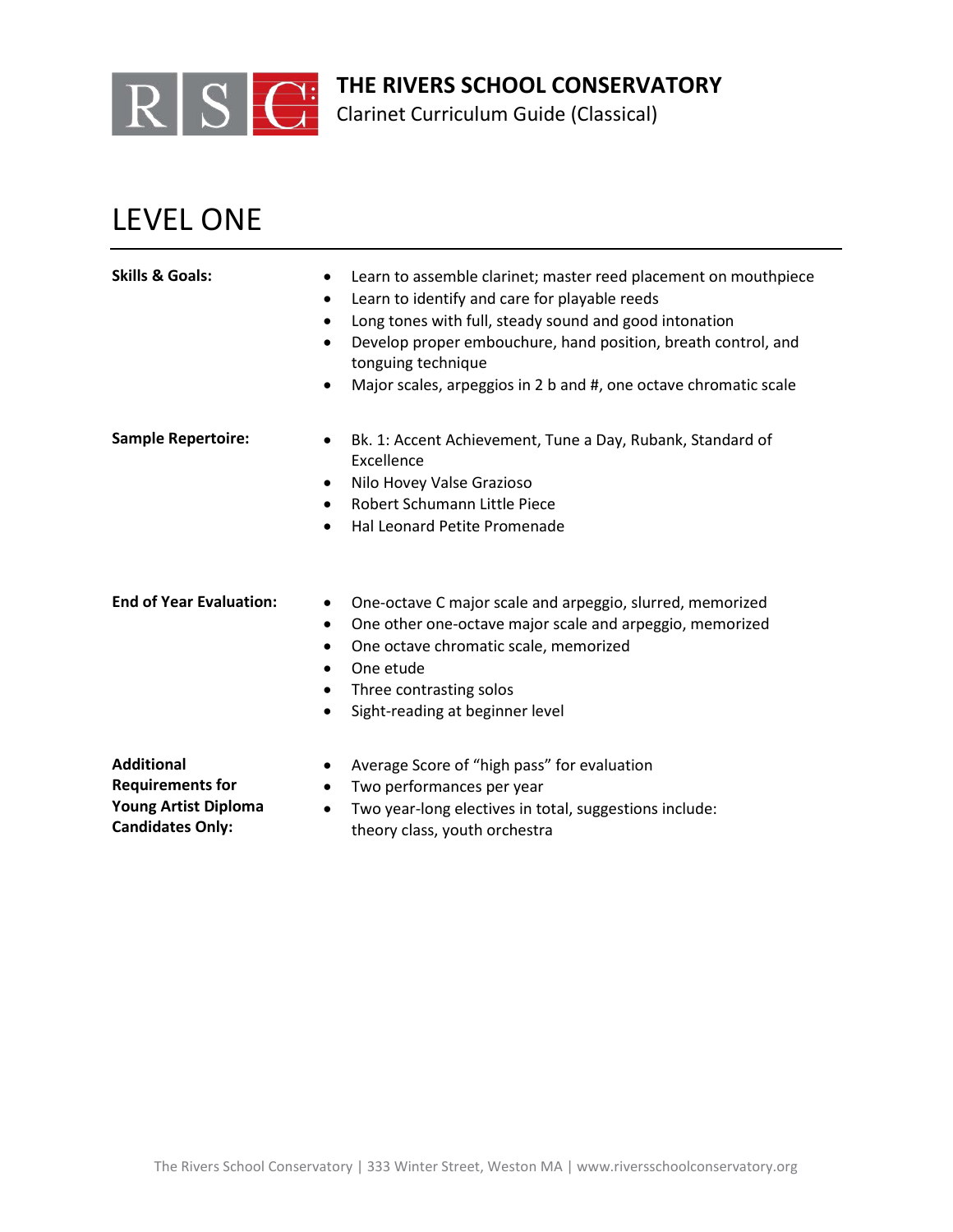# THE RIVERS SCHOOL CONSERVATORY

Clarinet Curriculum Guide (Classical)

## LEVEL ONE

**Skills & Goals:**

- Learn to assemble clarinet; master reed placement on mouthpiece
- Learn to identify and care for playable reeds
- Long tones with full, steady sound and good intonation
- Develop proper embouchure, hand position, breath control, and tonguing technique
- Major scales, arpeggios in 2 b and #, one octave chromatic scale

**Sample Repertoire:**

- Bk. 1: Accent Achievement, Tune a Day, Rubank, Standard of Excellence
- Nilo Hovey Valse Grazioso
- Robert Schumann Little Piece
- Hal Leonard Petite Promenade

**End of Year Evaluation:**

- One-octave C major scale and arpeggio, slurred, memorized
- One other one-octave major scale and arpeggio, memorized
- One octave chromatic scale, memorized
- One etude
- Three contrasting solos
- Sight-reading at beginner level

**Additional Requirements for Young Artist Diploma Candidates Only:**

- Average Score of "high pass" for evaluation
- Two performances per year
- Two year-long electives in total, suggestions include: theory class, youth orchestra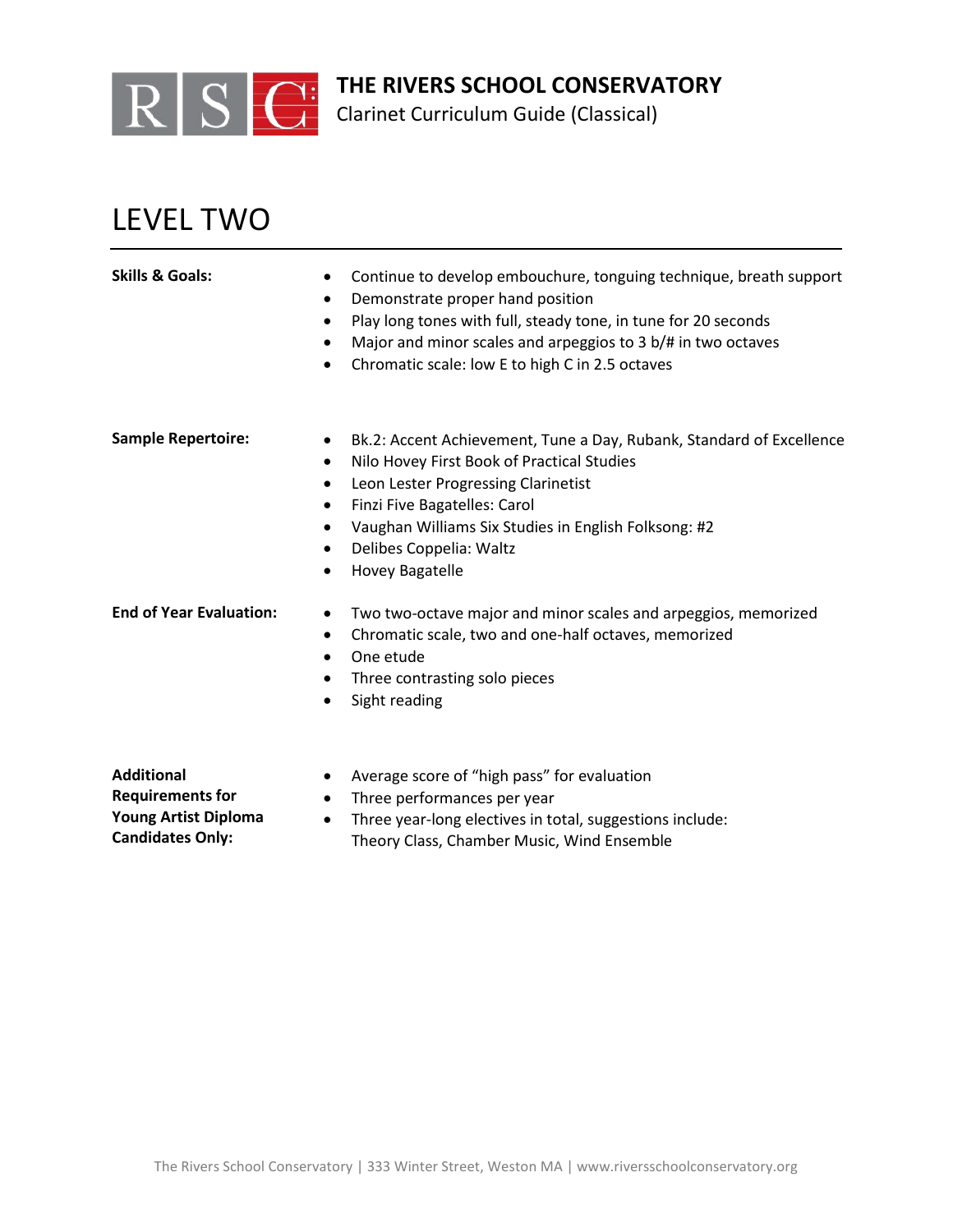# THE RIVERS SCHOOL CONSERVATORY
Clarinet Curriculum Guide (Classical)

## LEVEL TWO

**Skills & Goals:**

- Continue to develop embouchure, tonguing technique, breath support
- Demonstrate proper hand position
- Play long tones with full, steady tone, in tune for 20 seconds
- Major and minor scales and arpeggios to 3 b/# in two octaves
- Chromatic scale: low E to high C in 2.5 octaves

**Sample Repertoire:**

- Bk.2: Accent Achievement, Tune a Day, Rubank, Standard of Excellence
- Nilo Hovey First Book of Practical Studies
- Leon Lester Progressing Clarinetist
- Finzi Five Bagatelles: Carol
- Vaughan Williams Six Studies in English Folksong: #2
- Delibes Coppelia: Waltz
- Hovey Bagatelle

**End of Year Evaluation:**

- Two two-octave major and minor scales and arpeggios, memorized
- Chromatic scale, two and one-half octaves, memorized
- One etude
- Three contrasting solo pieces
- Sight reading

**Additional Requirements for Young Artist Diploma Candidates Only:**

- Average score of "high pass" for evaluation
- Three performances per year
- Three year-long electives in total, suggestions include: Theory Class, Chamber Music, Wind Ensemble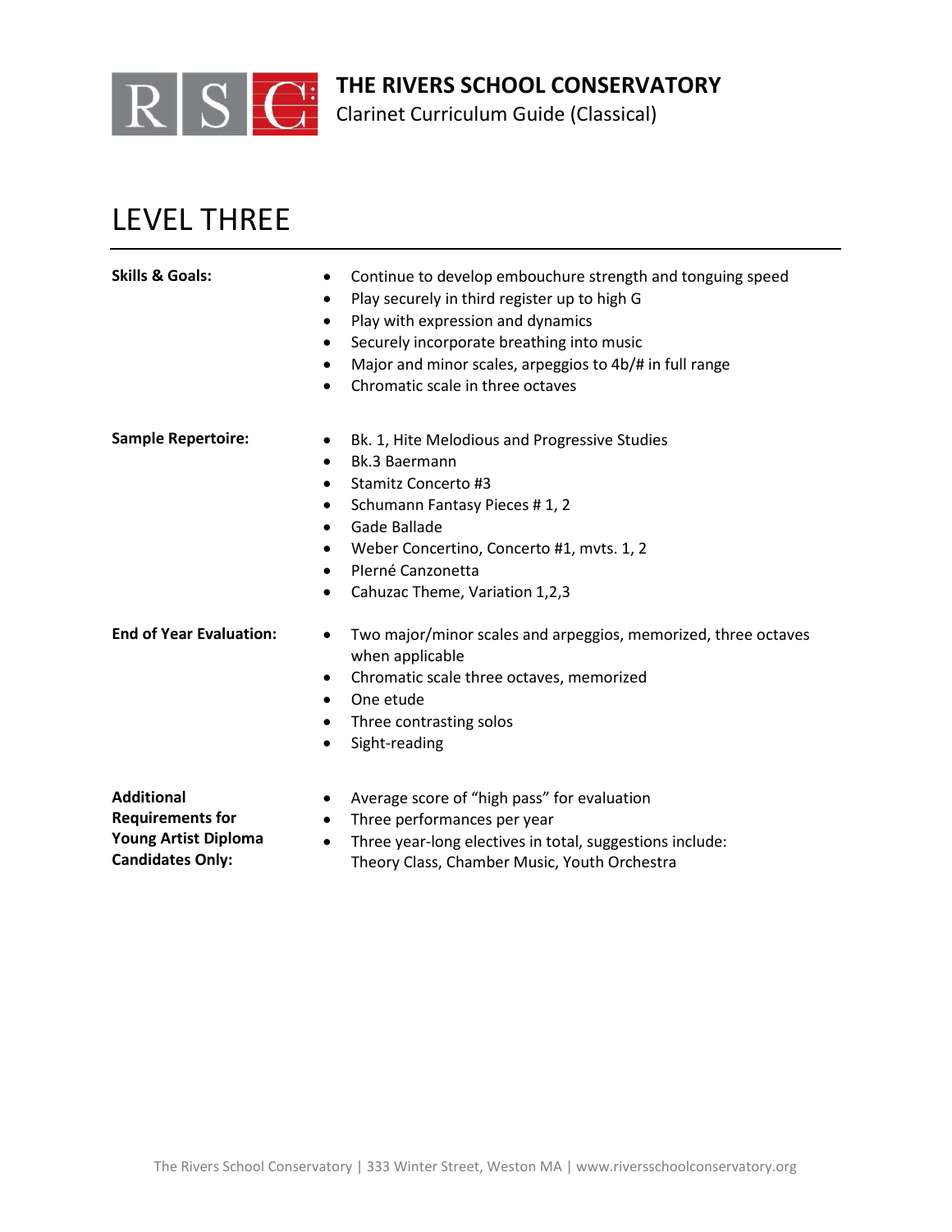# THE RIVERS SCHOOL CONSERVATORY

Clarinet Curriculum Guide (Classical)

## LEVEL THREE

**Skills & Goals:**

- Continue to develop embouchure strength and tonguing speed
- Play securely in third register up to high G
- Play with expression and dynamics
- Securely incorporate breathing into music
- Major and minor scales, arpeggios to 4b/# in full range
- Chromatic scale in three octaves

**Sample Repertoire:**

- Bk. 1, Hite Melodious and Progressive Studies
- Bk.3 Baermann
- Stamitz Concerto #3
- Schumann Fantasy Pieces # 1, 2
- Gade Ballade
- Weber Concertino, Concerto #1, mvts. 1, 2
- PIerné Canzonetta
- Cahuzac Theme, Variation 1,2,3

**End of Year Evaluation:**

- Two major/minor scales and arpeggios, memorized, three octaves when applicable
- Chromatic scale three octaves, memorized
- One etude
- Three contrasting solos
- Sight-reading

**Additional Requirements for Young Artist Diploma Candidates Only:**

- Average score of "high pass" for evaluation
- Three performances per year
- Three year-long electives in total, suggestions include: Theory Class, Chamber Music, Youth Orchestra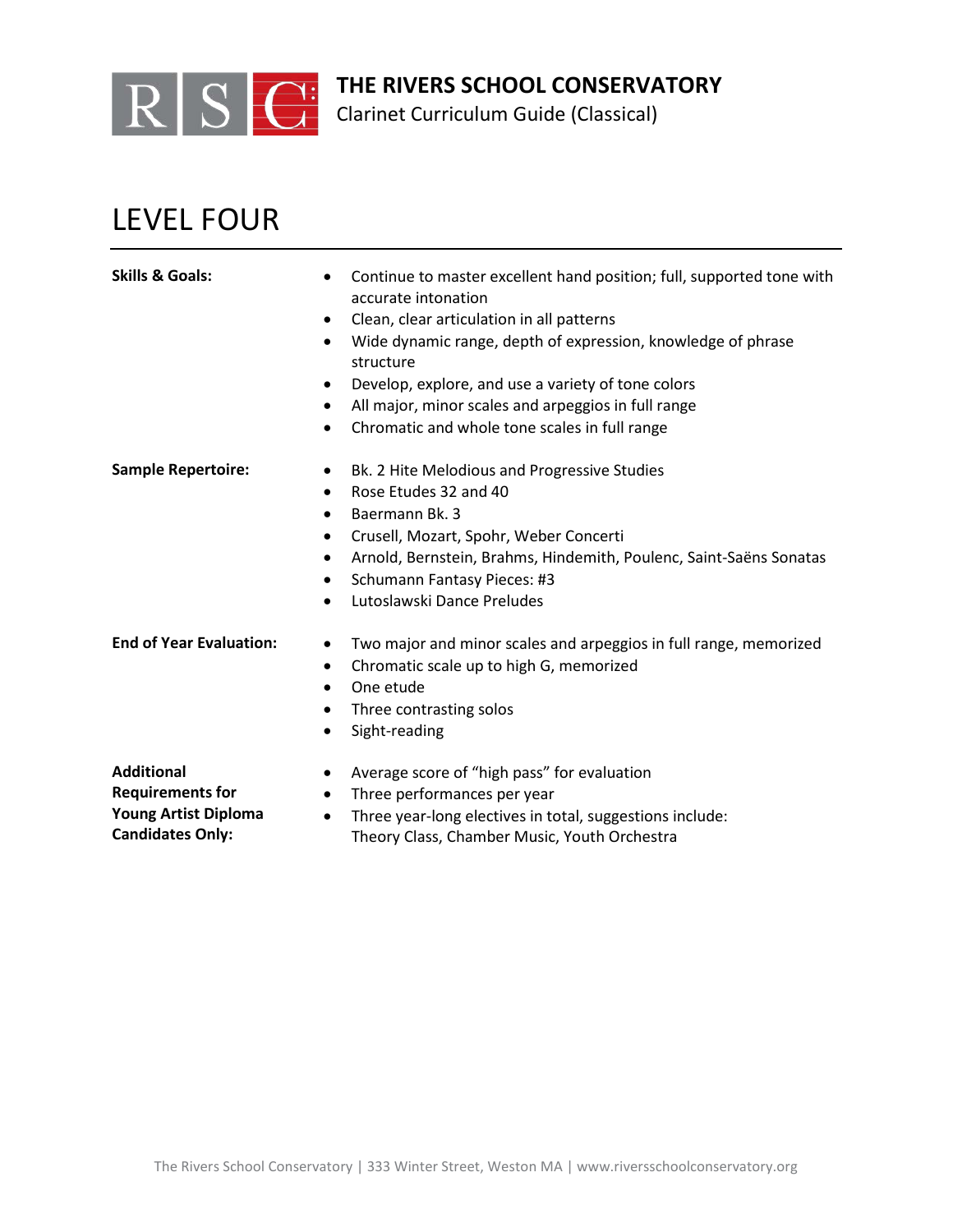# LEVEL FOUR

**Skills & Goals:**

- Continue to master excellent hand position; full, supported tone with accurate intonation
- Clean, clear articulation in all patterns
- Wide dynamic range, depth of expression, knowledge of phrase structure
- Develop, explore, and use a variety of tone colors
- All major, minor scales and arpeggios in full range
- Chromatic and whole tone scales in full range

**Sample Repertoire:**

- Bk. 2 Hite Melodious and Progressive Studies
- Rose Etudes 32 and 40
- Baermann Bk. 3
- Crusell, Mozart, Spohr, Weber Concerti
- Arnold, Bernstein, Brahms, Hindemith, Poulenc, Saint-Saëns Sonatas
- Schumann Fantasy Pieces: #3
- Lutoslawski Dance Preludes

**End of Year Evaluation:**

- Two major and minor scales and arpeggios in full range, memorized
- Chromatic scale up to high G, memorized
- One etude
- Three contrasting solos
- Sight-reading

**Additional Requirements for Young Artist Diploma Candidates Only:**

- Average score of "high pass" for evaluation
- Three performances per year
- Three year-long electives in total, suggestions include: Theory Class, Chamber Music, Youth Orchestra